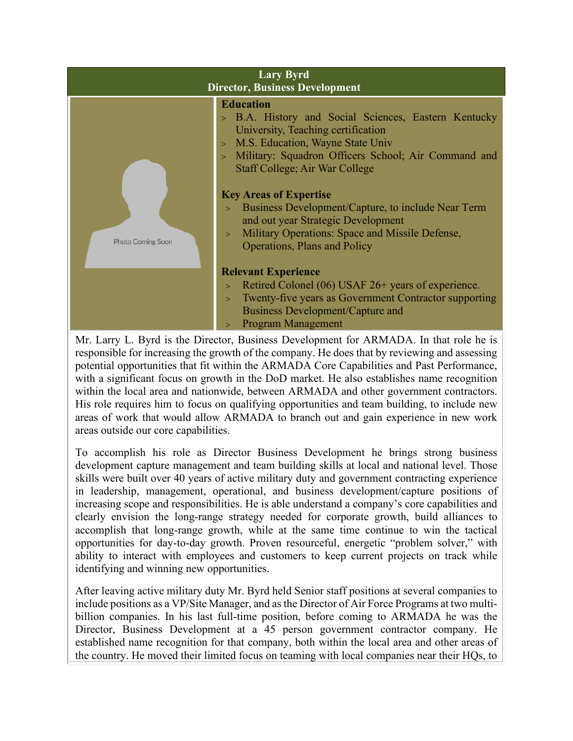## Lary Byrd
## Director, Business Development

Photo Coming Soon

### Education

- B.A. History and Social Sciences, Eastern Kentucky University, Teaching certification
- M.S. Education, Wayne State Univ
- Military: Squadron Officers School; Air Command and Staff College; Air War College

### Key Areas of Expertise

- Business Development/Capture, to include Near Term and out year Strategic Development
- Military Operations: Space and Missile Defense, Operations, Plans and Policy

### Relevant Experience

- Retired Colonel (06) USAF 26+ years of experience.
- Twenty-five years as Government Contractor supporting Business Development/Capture and
- Program Management

Mr. Larry L. Byrd is the Director, Business Development for ARMADA. In that role he is responsible for increasing the growth of the company. He does that by reviewing and assessing potential opportunities that fit within the ARMADA Core Capabilities and Past Performance, with a significant focus on growth in the DoD market. He also establishes name recognition within the local area and nationwide, between ARMADA and other government contractors. His role requires him to focus on qualifying opportunities and team building, to include new areas of work that would allow ARMADA to branch out and gain experience in new work areas outside our core capabilities.

To accomplish his role as Director Business Development he brings strong business development capture management and team building skills at local and national level. Those skills were built over 40 years of active military duty and government contracting experience in leadership, management, operational, and business development/capture positions of increasing scope and responsibilities. He is able understand a company's core capabilities and clearly envision the long-range strategy needed for corporate growth, build alliances to accomplish that long-range growth, while at the same time continue to win the tactical opportunities for day-to-day growth. Proven resourceful, energetic "problem solver," with ability to interact with employees and customers to keep current projects on track while identifying and winning new opportunities.

After leaving active military duty Mr. Byrd held Senior staff positions at several companies to include positions as a VP/Site Manager, and as the Director of Air Force Programs at two multi-billion companies. In his last full-time position, before coming to ARMADA he was the Director, Business Development at a 45 person government contractor company. He established name recognition for that company, both within the local area and other areas of the country. He moved their limited focus on teaming with local companies near their HQs, to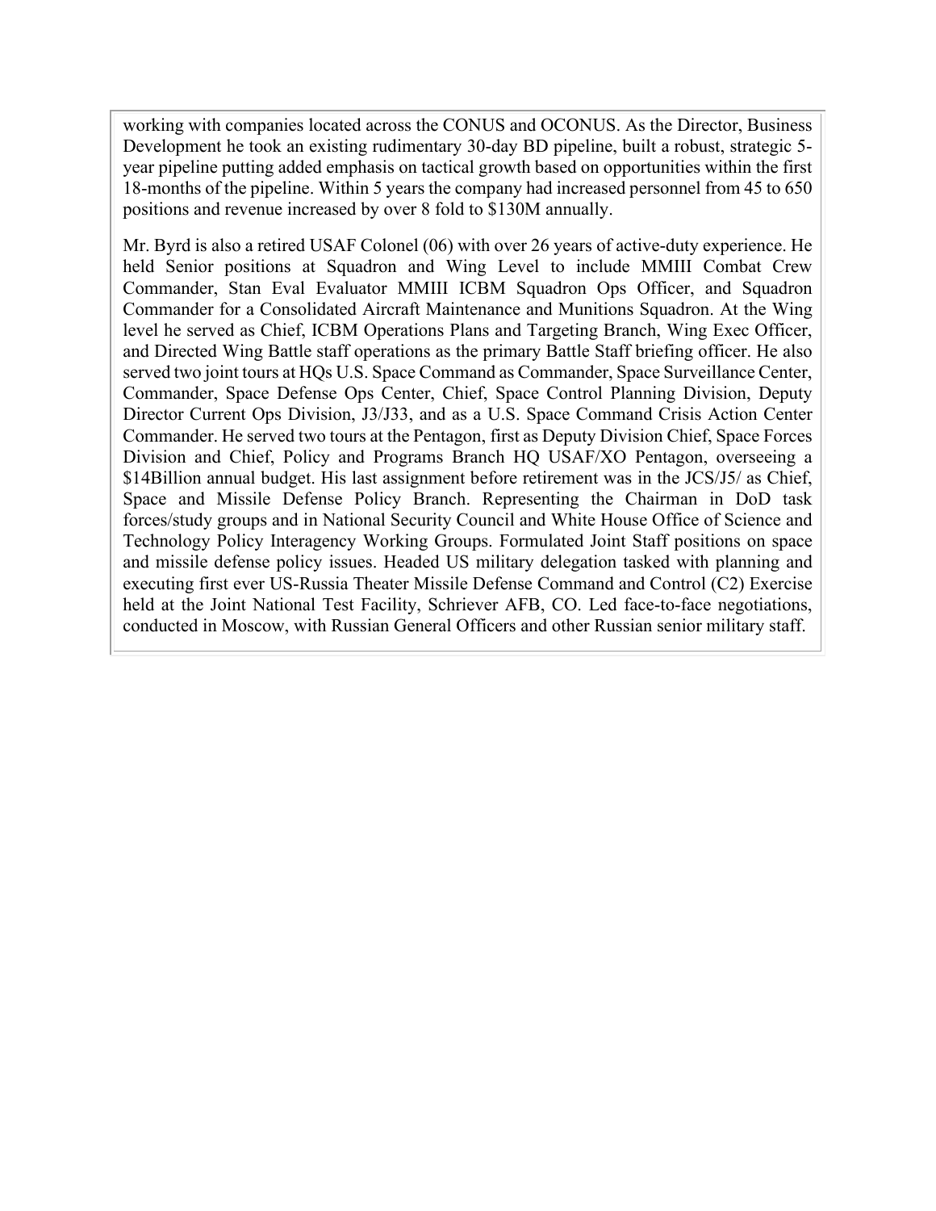working with companies located across the CONUS and OCONUS. As the Director, Business Development he took an existing rudimentary 30-day BD pipeline, built a robust, strategic 5-year pipeline putting added emphasis on tactical growth based on opportunities within the first 18-months of the pipeline. Within 5 years the company had increased personnel from 45 to 650 positions and revenue increased by over 8 fold to $130M annually.

Mr. Byrd is also a retired USAF Colonel (06) with over 26 years of active-duty experience. He held Senior positions at Squadron and Wing Level to include MMIII Combat Crew Commander, Stan Eval Evaluator MMIII ICBM Squadron Ops Officer, and Squadron Commander for a Consolidated Aircraft Maintenance and Munitions Squadron. At the Wing level he served as Chief, ICBM Operations Plans and Targeting Branch, Wing Exec Officer, and Directed Wing Battle staff operations as the primary Battle Staff briefing officer. He also served two joint tours at HQs U.S. Space Command as Commander, Space Surveillance Center, Commander, Space Defense Ops Center, Chief, Space Control Planning Division, Deputy Director Current Ops Division, J3/J33, and as a U.S. Space Command Crisis Action Center Commander. He served two tours at the Pentagon, first as Deputy Division Chief, Space Forces Division and Chief, Policy and Programs Branch HQ USAF/XO Pentagon, overseeing a $14Billion annual budget. His last assignment before retirement was in the JCS/J5/ as Chief, Space and Missile Defense Policy Branch. Representing the Chairman in DoD task forces/study groups and in National Security Council and White House Office of Science and Technology Policy Interagency Working Groups. Formulated Joint Staff positions on space and missile defense policy issues. Headed US military delegation tasked with planning and executing first ever US-Russia Theater Missile Defense Command and Control (C2) Exercise held at the Joint National Test Facility, Schriever AFB, CO. Led face-to-face negotiations, conducted in Moscow, with Russian General Officers and other Russian senior military staff.